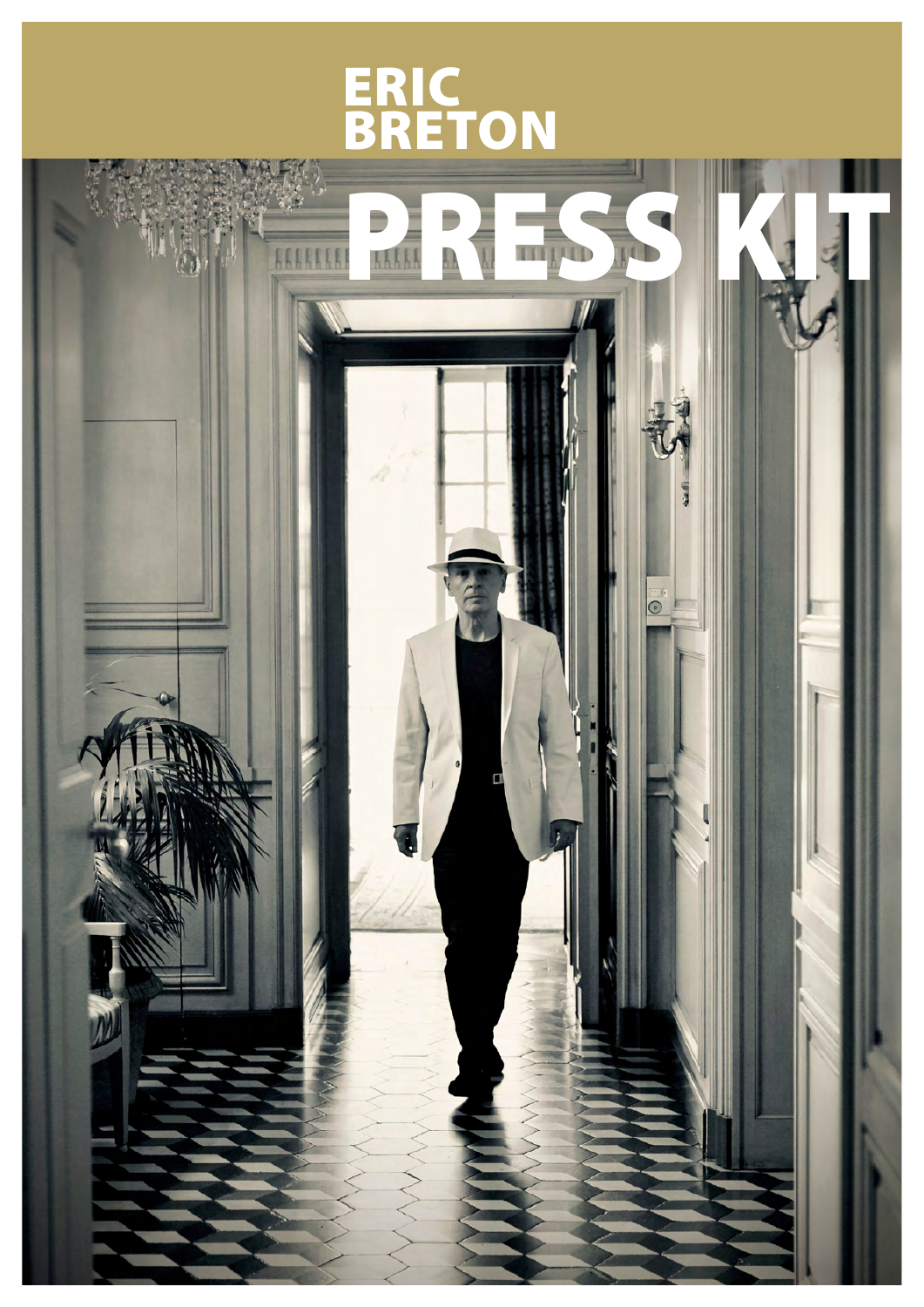# ERIC BRETON

# PRESS KIT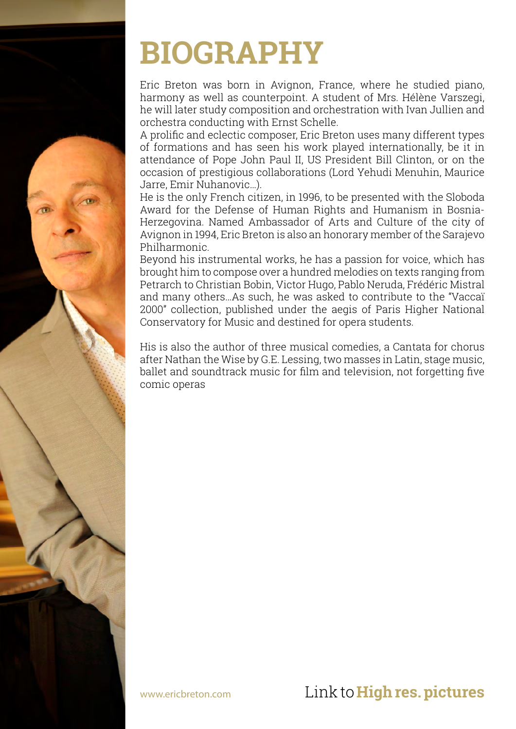# BIOGRAPHY

Eric Breton was born in Avignon, France, where he studied piano, harmony as well as counterpoint. A student of Mrs. Hélène Varszegi, he will later study composition and orchestration with Ivan Jullien and orchestra conducting with Ernst Schelle.

A prolific and eclectic composer, Eric Breton uses many different types of formations and has seen his work played internationally, be it in attendance of Pope John Paul II, US President Bill Clinton, or on the occasion of prestigious collaborations (Lord Yehudi Menuhin, Maurice Jarre, Emir Nuhanovic...).

He is the only French citizen, in 1996, to be presented with the Sloboda Award for the Defense of Human Rights and Humanism in Bosnia-Herzegovina. Named Ambassador of Arts and Culture of the city of Avignon in 1994, Eric Breton is also an honorary member of the Sarajevo Philharmonic.

Beyond his instrumental works, he has a passion for voice, which has brought him to compose over a hundred melodies on texts ranging from Petrarch to Christian Bobin, Victor Hugo, Pablo Neruda, Frédéric Mistral and many others...As such, he was asked to contribute to the "Vaccaï 2000" collection, published under the aegis of Paris Higher National Conservatory for Music and destined for opera students.

His is also the author of three musical comedies, a Cantata for chorus after Nathan the Wise by G.E. Lessing, two masses in Latin, stage music, ballet and soundtrack music for film and television, not forgetting five comic operas

www.ericbreton.com

Link to **High res. pictures**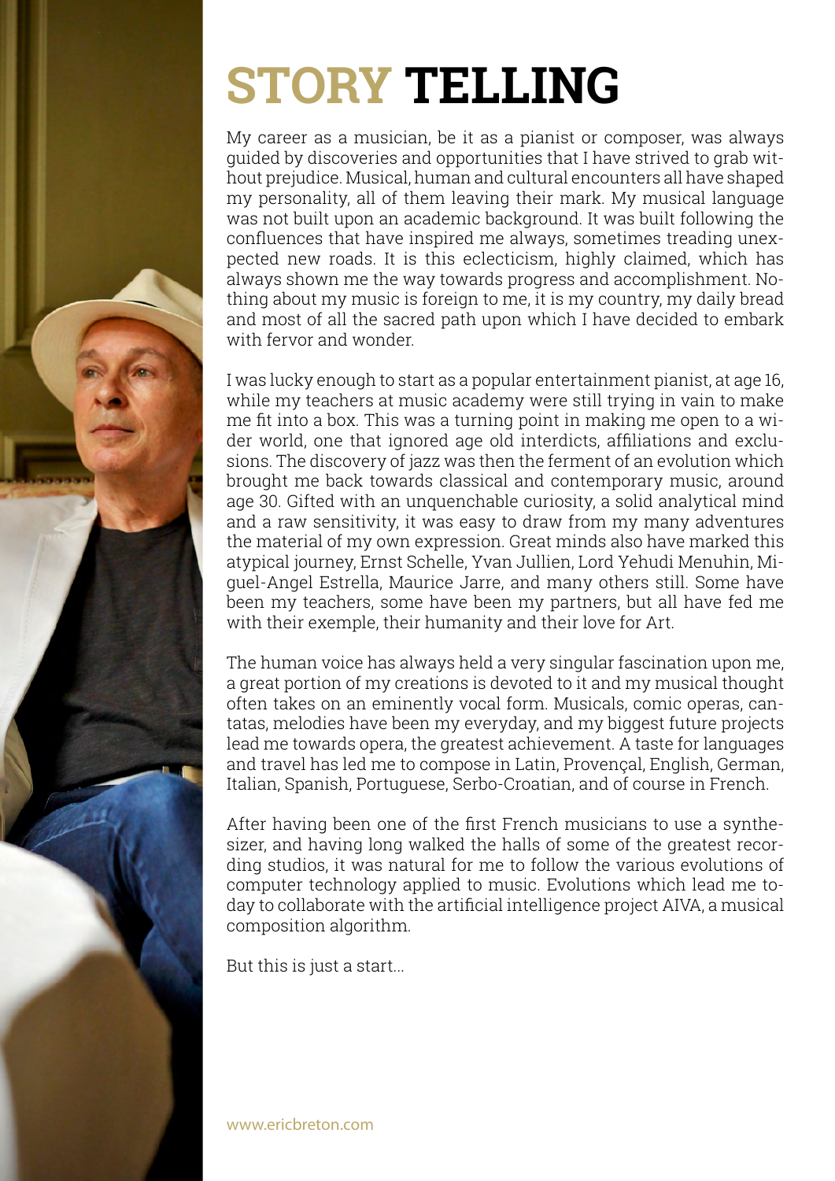# STORY TELLING

My career as a musician, be it as a pianist or composer, was always guided by discoveries and opportunities that I have strived to grab without prejudice. Musical, human and cultural encounters all have shaped my personality, all of them leaving their mark. My musical language was not built upon an academic background. It was built following the confluences that have inspired me always, sometimes treading unexpected new roads. It is this eclecticism, highly claimed, which has always shown me the way towards progress and accomplishment. Nothing about my music is foreign to me, it is my country, my daily bread and most of all the sacred path upon which I have decided to embark with fervor and wonder.

I was lucky enough to start as a popular entertainment pianist, at age 16, while my teachers at music academy were still trying in vain to make me fit into a box. This was a turning point in making me open to a wider world, one that ignored age old interdicts, affiliations and exclusions. The discovery of jazz was then the ferment of an evolution which brought me back towards classical and contemporary music, around age 30. Gifted with an unquenchable curiosity, a solid analytical mind and a raw sensitivity, it was easy to draw from my many adventures the material of my own expression. Great minds also have marked this atypical journey, Ernst Schelle, Yvan Jullien, Lord Yehudi Menuhin, Miguel-Angel Estrella, Maurice Jarre, and many others still. Some have been my teachers, some have been my partners, but all have fed me with their exemple, their humanity and their love for Art.

The human voice has always held a very singular fascination upon me, a great portion of my creations is devoted to it and my musical thought often takes on an eminently vocal form. Musicals, comic operas, cantatas, melodies have been my everyday, and my biggest future projects lead me towards opera, the greatest achievement. A taste for languages and travel has led me to compose in Latin, Provençal, English, German, Italian, Spanish, Portuguese, Serbo-Croatian, and of course in French.

After having been one of the first French musicians to use a synthesizer, and having long walked the halls of some of the greatest recording studios, it was natural for me to follow the various evolutions of computer technology applied to music. Evolutions which lead me today to collaborate with the artificial intelligence project AIVA, a musical composition algorithm.

But this is just a start...

www.ericbreton.com